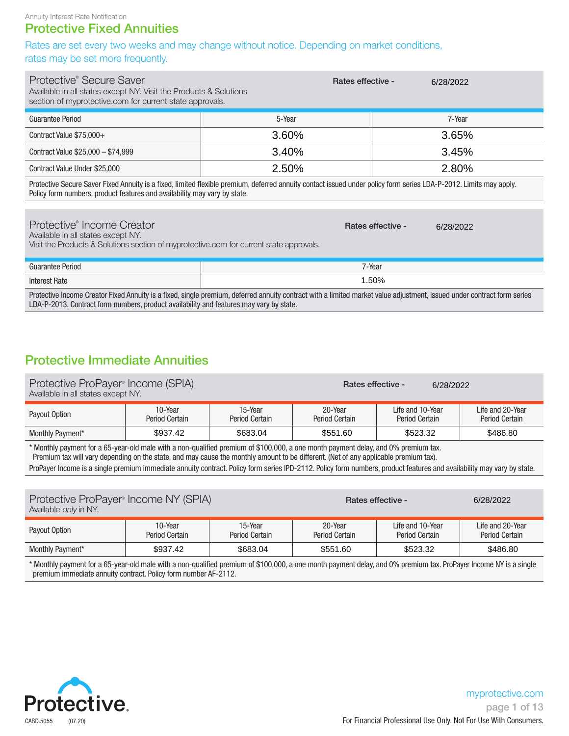Annuity Interest Rate Notification

# Protective Fixed Annuities

Rates are set every two weeks and may change without notice. Depending on market conditions, rates may be set more frequently.

## Protective® Secure Saver

Available in all states except NY. Visit the Products & Solutions section of myprotective.com for current state approvals.

**Rates effective -** 6/28/2022

| Guarantee Period | 5-Year | 7-Year |
|---|---|---|
| Contract Value $75,000+ | 3.60% | 3.65% |
| Contract Value $25,000 – $74,999 | 3.40% | 3.45% |
| Contract Value Under $25,000 | 2.50% | 2.80% |

Protective Secure Saver Fixed Annuity is a fixed, limited flexible premium, deferred annuity contact issued under policy form series LDA-P-2012. Limits may apply. Policy form numbers, product features and availability may vary by state.

## Protective® Income Creator

Available in all states except NY.
Visit the Products & Solutions section of myprotective.com for current state approvals.

**Rates effective -** 6/28/2022

| Guarantee Period | 7-Year |
|---|---|
| Interest Rate | 1.50% |

Protective Income Creator Fixed Annuity is a fixed, single premium, deferred annuity contract with a limited market value adjustment, issued under contract form series LDA-P-2013. Contract form numbers, product availability and features may vary by state.

# Protective Immediate Annuities

## Protective ProPayer® Income (SPIA)

Available in all states except NY.

**Rates effective -** 6/28/2022

| Payout Option | 10-Year Period Certain | 15-Year Period Certain | 20-Year Period Certain | Life and 10-Year Period Certain | Life and 20-Year Period Certain |
|---|---|---|---|---|---|
| Monthly Payment* | $937.42 | $683.04 | $551.60 | $523.32 | $486.80 |

\* Monthly payment for a 65-year-old male with a non-qualified premium of $100,000, a one month payment delay, and 0% premium tax. Premium tax will vary depending on the state, and may cause the monthly amount to be different. (Net of any applicable premium tax).

ProPayer Income is a single premium immediate annuity contract. Policy form series IPD-2112. Policy form numbers, product features and availability may vary by state.

## Protective ProPayer® Income NY (SPIA)

Available *only* in NY.

**Rates effective -** 6/28/2022

| Payout Option | 10-Year Period Certain | 15-Year Period Certain | 20-Year Period Certain | Life and 10-Year Period Certain | Life and 20-Year Period Certain |
|---|---|---|---|---|---|
| Monthly Payment* | $937.42 | $683.04 | $551.60 | $523.32 | $486.80 |

\* Monthly payment for a 65-year-old male with a non-qualified premium of $100,000, a one month payment delay, and 0% premium tax. ProPayer Income NY is a single premium immediate annuity contract. Policy form number AF-2112.

Protective.

CABD.5055 (07.20)

myprotective.com

For Financial Professional Use Only. Not For Use With Consumers.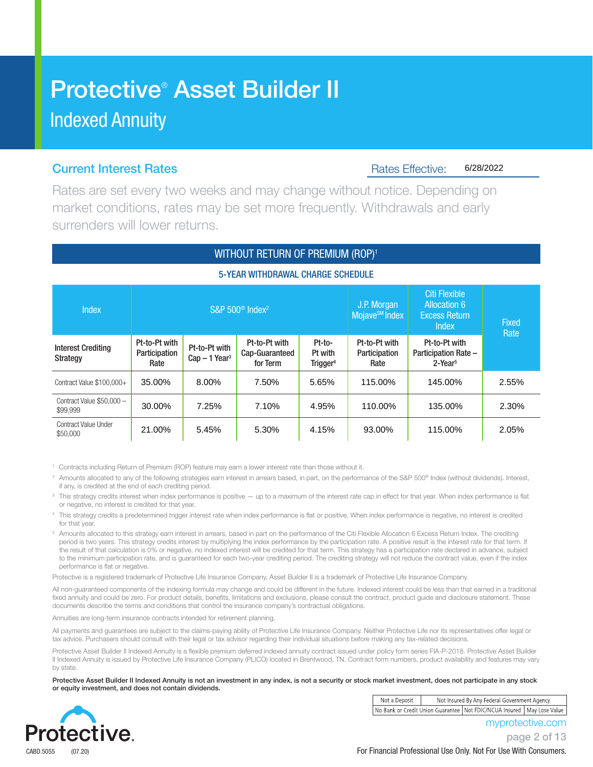# Protective® Asset Builder II

## Indexed Annuity

### Current Interest Rates

Rates Effective: 6/28/2022

Rates are set every two weeks and may change without notice. Depending on market conditions, rates may be set more frequently. Withdrawals and early surrenders will lower returns.

**WITHOUT RETURN OF PREMIUM (ROP)[1]**

**5-YEAR WITHDRAWAL CHARGE SCHEDULE**

| Index | S&P 500® Index[2] | | | | J.P. Morgan Mojave℠ Index | Citi Flexible Allocation 6 Excess Return Index | Fixed Rate |
|---|---|---|---|---|---|---|---|
| **Interest Crediting Strategy** | Pt-to-Pt with Participation Rate | Pt-to-Pt with Cap – 1 Year[3] | Pt-to-Pt with Cap-Guaranteed for Term | Pt-to-Pt with Trigger[4] | Pt-to-Pt with Participation Rate | Pt-to-Pt with Participation Rate – 2-Year[5] | |
| Contract Value $100,000+ | 35.00% | 8.00% | 7.50% | 5.65% | 115.00% | 145.00% | 2.55% |
| Contract Value $50,000 – $99,999 | 30.00% | 7.25% | 7.10% | 4.95% | 110.00% | 135.00% | 2.30% |
| Contract Value Under $50,000 | 21.00% | 5.45% | 5.30% | 4.15% | 93.00% | 115.00% | 2.05% |

[1] Contracts including Return of Premium (ROP) feature may earn a lower interest rate than those without it.

[2] Amounts allocated to any of the following strategies earn interest in arrears based, in part, on the performance of the S&P 500® Index (without dividends). Interest, if any, is credited at the end of each crediting period.

[3] This strategy credits interest when index performance is positive — up to a maximum of the interest rate cap in effect for that year. When index performance is flat or negative, no interest is credited for that year.

[4] This strategy credits a predetermined trigger interest rate when index performance is flat or positive. When index performance is negative, no interest is credited for that year.

[5] Amounts allocated to this strategy earn interest in arrears, based in part on the performance of the Citi Flexible Allocation 6 Excess Return Index. The crediting period is two years. This strategy credits interest by multiplying the index performance by the participation rate. A positive result is the interest rate for that term. If the result of that calculation is 0% or negative, no indexed interest will be credited for that term. This strategy has a participation rate declared in advance, subject to the minimum participation rate, and is guaranteed for each two-year crediting period. The crediting strategy will not reduce the contract value, even if the index performance is flat or negative.

Protective is a registered trademark of Protective Life Insurance Company, Asset Builder II is a trademark of Protective Life Insurance Company.

All non-guaranteed components of the indexing formula may change and could be different in the future. Indexed interest could be less than that earned in a traditional fixed annuity and could be zero. For product details, benefits, limitations and exclusions, please consult the contract, product guide and disclosure statement. These documents describe the terms and conditions that control the insurance company's contractual obligations.

Annuities are long-term insurance contracts intended for retirement planning.

All payments and guarantees are subject to the claims-paying ability of Protective Life Insurance Company. Neither Protective Life nor its representatives offer legal or tax advice. Purchasers should consult with their legal or tax advisor regarding their individual situations before making any tax-related decisions.

Protective Asset Builder II Indexed Annuity is a flexible premium deferred indexed annuity contract issued under policy form series FIA-P-2018. Protective Asset Builder II Indexed Annuity is issued by Protective Life Insurance Company (PLICO) located in Brentwood, TN. Contract form numbers, product availability and features may vary by state.

**Protective Asset Builder II Indexed Annuity is not an investment in any index, is not a security or stock market investment, does not participate in any stock or equity investment, and does not contain dividends.**

| Not a Deposit | Not Insured By Any Federal Government Agency | |
|---|---|---|
| No Bank or Credit Union Guarantee | Not FDIC/NCUA Insured | May Lose Value |

Protective.

myprotective.com

CABD.5055 (07.20)

For Financial Professional Use Only. Not For Use With Consumers.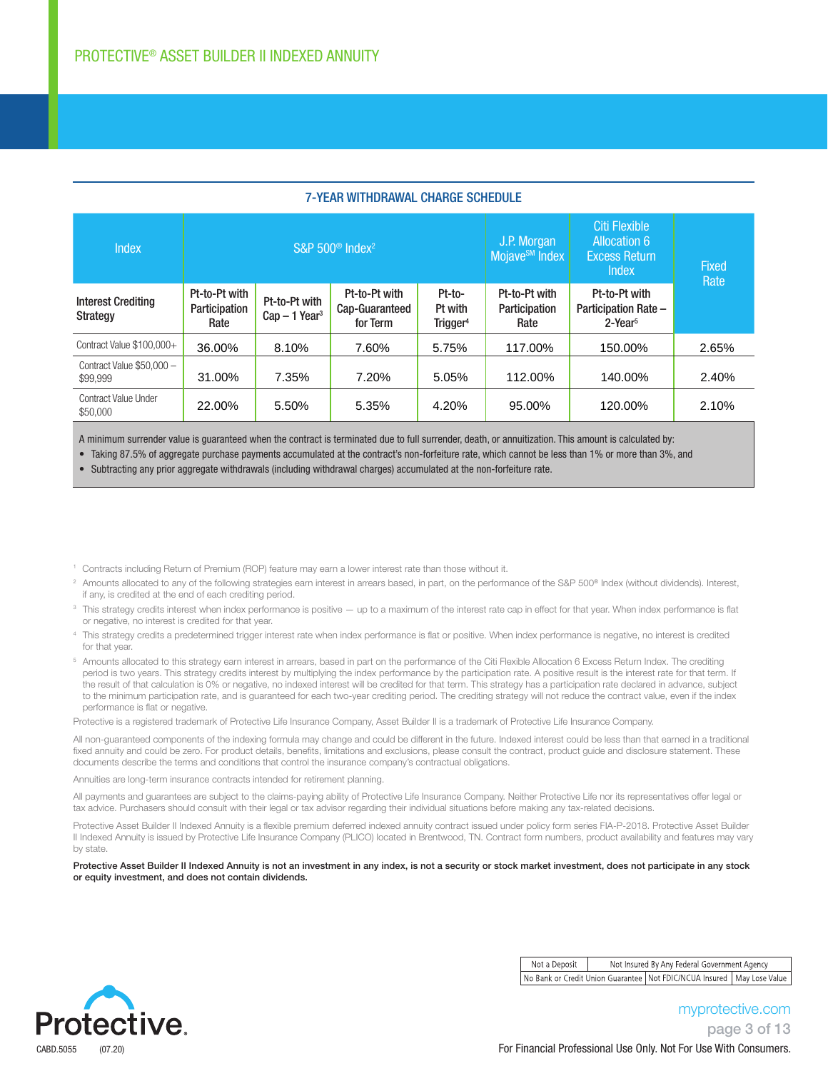## 7-YEAR WITHDRAWAL CHARGE SCHEDULE

| Index | S&P 500® Index[2] | | | | J.P. Morgan Mojave℠ Index | Citi Flexible Allocation 6 Excess Return Index | Fixed Rate |
|---|---|---|---|---|---|---|---|
| Interest Crediting Strategy | Pt-to-Pt with Participation Rate | Pt-to-Pt with Cap – 1 Year[3] | Pt-to-Pt with Cap-Guaranteed for Term | Pt-to-Pt with Trigger[4] | Pt-to-Pt with Participation Rate | Pt-to-Pt with Participation Rate – 2-Year[5] | |
| Contract Value $100,000+ | 36.00% | 8.10% | 7.60% | 5.75% | 117.00% | 150.00% | 2.65% |
| Contract Value $50,000 – $99,999 | 31.00% | 7.35% | 7.20% | 5.05% | 112.00% | 140.00% | 2.40% |
| Contract Value Under $50,000 | 22.00% | 5.50% | 5.35% | 4.20% | 95.00% | 120.00% | 2.10% |

A minimum surrender value is guaranteed when the contract is terminated due to full surrender, death, or annuitization. This amount is calculated by:

- Taking 87.5% of aggregate purchase payments accumulated at the contract's non-forfeiture rate, which cannot be less than 1% or more than 3%, and
- Subtracting any prior aggregate withdrawals (including withdrawal charges) accumulated at the non-forfeiture rate.

[1] Contracts including Return of Premium (ROP) feature may earn a lower interest rate than those without it.

[2] Amounts allocated to any of the following strategies earn interest in arrears based, in part, on the performance of the S&P 500® Index (without dividends). Interest, if any, is credited at the end of each crediting period.

[3] This strategy credits interest when index performance is positive — up to a maximum of the interest rate cap in effect for that year. When index performance is flat or negative, no interest is credited for that year.

[4] This strategy credits a predetermined trigger interest rate when index performance is flat or positive. When index performance is negative, no interest is credited for that year.

[5] Amounts allocated to this strategy earn interest in arrears, based in part on the performance of the Citi Flexible Allocation 6 Excess Return Index. The crediting period is two years. This strategy credits interest by multiplying the index performance by the participation rate. A positive result is the interest rate for that term. If the result of that calculation is 0% or negative, no indexed interest will be credited for that term. This strategy has a participation rate declared in advance, subject to the minimum participation rate, and is guaranteed for each two-year crediting period. The crediting strategy will not reduce the contract value, even if the index performance is flat or negative.

Protective is a registered trademark of Protective Life Insurance Company, Asset Builder II is a trademark of Protective Life Insurance Company.

All non-guaranteed components of the indexing formula may change and could be different in the future. Indexed interest could be less than that earned in a traditional fixed annuity and could be zero. For product details, benefits, limitations and exclusions, please consult the contract, product guide and disclosure statement. These documents describe the terms and conditions that control the insurance company's contractual obligations.

Annuities are long-term insurance contracts intended for retirement planning.

All payments and guarantees are subject to the claims-paying ability of Protective Life Insurance Company. Neither Protective Life nor its representatives offer legal or tax advice. Purchasers should consult with their legal or tax advisor regarding their individual situations before making any tax-related decisions.

Protective Asset Builder II Indexed Annuity is a flexible premium deferred indexed annuity contract issued under policy form series FIA-P-2018. Protective Asset Builder II Indexed Annuity is issued by Protective Life Insurance Company (PLICO) located in Brentwood, TN. Contract form numbers, product availability and features may vary by state.

**Protective Asset Builder II Indexed Annuity is not an investment in any index, is not a security or stock market investment, does not participate in any stock or equity investment, and does not contain dividends.**

| Not a Deposit | Not Insured By Any Federal Government Agency | |
|---|---|---|
| No Bank or Credit Union Guarantee | Not FDIC/NCUA Insured | May Lose Value |

CABD.5055 (07.20)

myprotective.com

For Financial Professional Use Only. Not For Use With Consumers.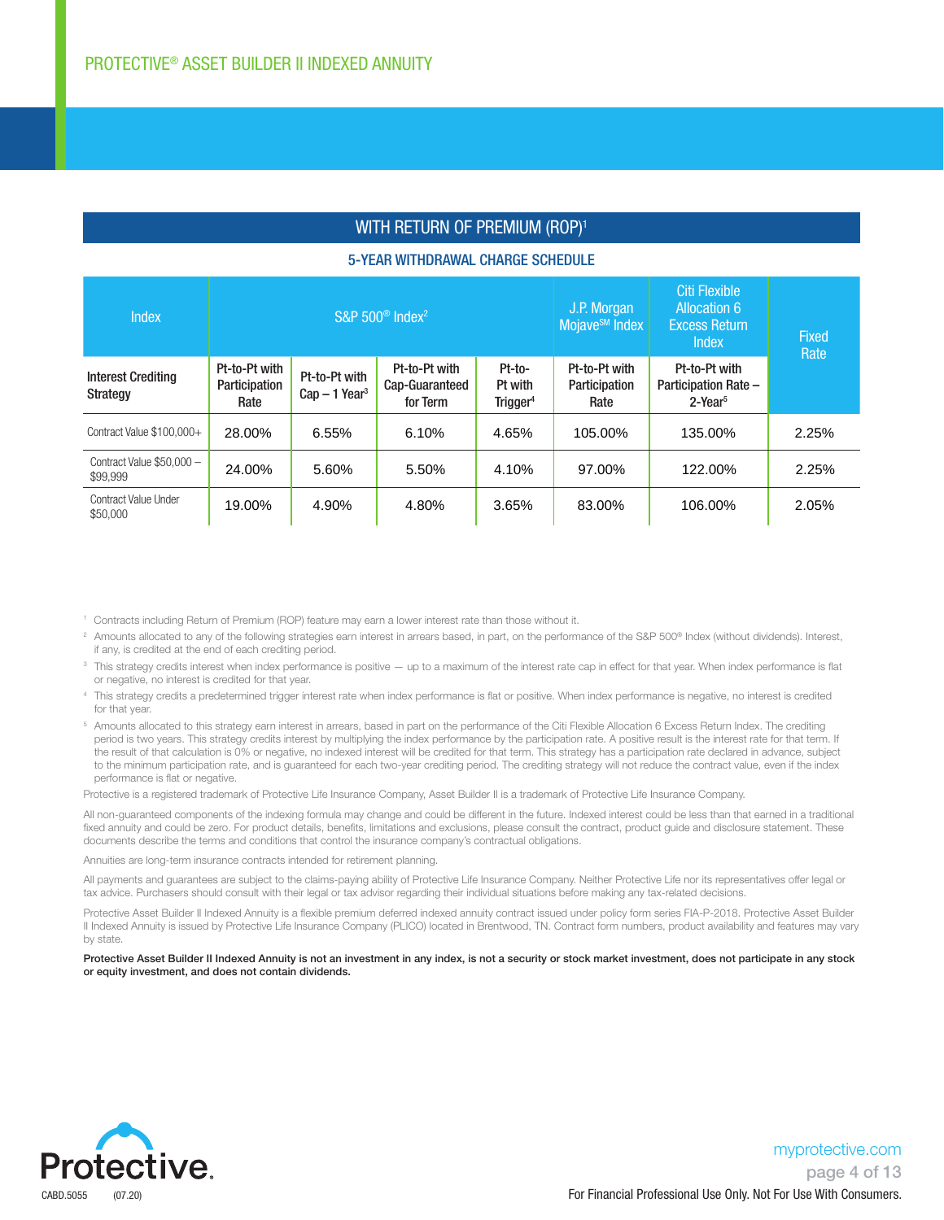## WITH RETURN OF PREMIUM (ROP)[1]

### 5-YEAR WITHDRAWAL CHARGE SCHEDULE

| Index | S&P 500® Index[2] | | | | J.P. Morgan Mojave℠ Index | Citi Flexible Allocation 6 Excess Return Index | Fixed Rate |
|---|---|---|---|---|---|---|---|
| **Interest Crediting Strategy** | Pt-to-Pt with Participation Rate | Pt-to-Pt with Cap – 1 Year[3] | Pt-to-Pt with Cap-Guaranteed for Term | Pt-to-Pt with Trigger[4] | Pt-to-Pt with Participation Rate | Pt-to-Pt with Participation Rate – 2-Year[5] | |
| Contract Value $100,000+ | 28.00% | 6.55% | 6.10% | 4.65% | 105.00% | 135.00% | 2.25% |
| Contract Value $50,000 – $99,999 | 24.00% | 5.60% | 5.50% | 4.10% | 97.00% | 122.00% | 2.25% |
| Contract Value Under $50,000 | 19.00% | 4.90% | 4.80% | 3.65% | 83.00% | 106.00% | 2.05% |

[1] Contracts including Return of Premium (ROP) feature may earn a lower interest rate than those without it.

[2] Amounts allocated to any of the following strategies earn interest in arrears based, in part, on the performance of the S&P 500® Index (without dividends). Interest, if any, is credited at the end of each crediting period.

[3] This strategy credits interest when index performance is positive — up to a maximum of the interest rate cap in effect for that year. When index performance is flat or negative, no interest is credited for that year.

[4] This strategy credits a predetermined trigger interest rate when index performance is flat or positive. When index performance is negative, no interest is credited for that year.

[5] Amounts allocated to this strategy earn interest in arrears, based in part on the performance of the Citi Flexible Allocation 6 Excess Return Index. The crediting period is two years. This strategy credits interest by multiplying the index performance by the participation rate. A positive result is the interest rate for that term. If the result of that calculation is 0% or negative, no indexed interest will be credited for that term. This strategy has a participation rate declared in advance, subject to the minimum participation rate, and is guaranteed for each two-year crediting period. The crediting strategy will not reduce the contract value, even if the index performance is flat or negative.

Protective is a registered trademark of Protective Life Insurance Company, Asset Builder II is a trademark of Protective Life Insurance Company.

All non-guaranteed components of the indexing formula may change and could be different in the future. Indexed interest could be less than that earned in a traditional fixed annuity and could be zero. For product details, benefits, limitations and exclusions, please consult the contract, product guide and disclosure statement. These documents describe the terms and conditions that control the insurance company's contractual obligations.

Annuities are long-term insurance contracts intended for retirement planning.

All payments and guarantees are subject to the claims-paying ability of Protective Life Insurance Company. Neither Protective Life nor its representatives offer legal or tax advice. Purchasers should consult with their legal or tax advisor regarding their individual situations before making any tax-related decisions.

Protective Asset Builder II Indexed Annuity is a flexible premium deferred indexed annuity contract issued under policy form series FIA-P-2018. Protective Asset Builder II Indexed Annuity is issued by Protective Life Insurance Company (PLICO) located in Brentwood, TN. Contract form numbers, product availability and features may vary by state.

**Protective Asset Builder II Indexed Annuity is not an investment in any index, is not a security or stock market investment, does not participate in any stock or equity investment, and does not contain dividends.**

CABD.5055 (07.20)

myprotective.com

For Financial Professional Use Only. Not For Use With Consumers.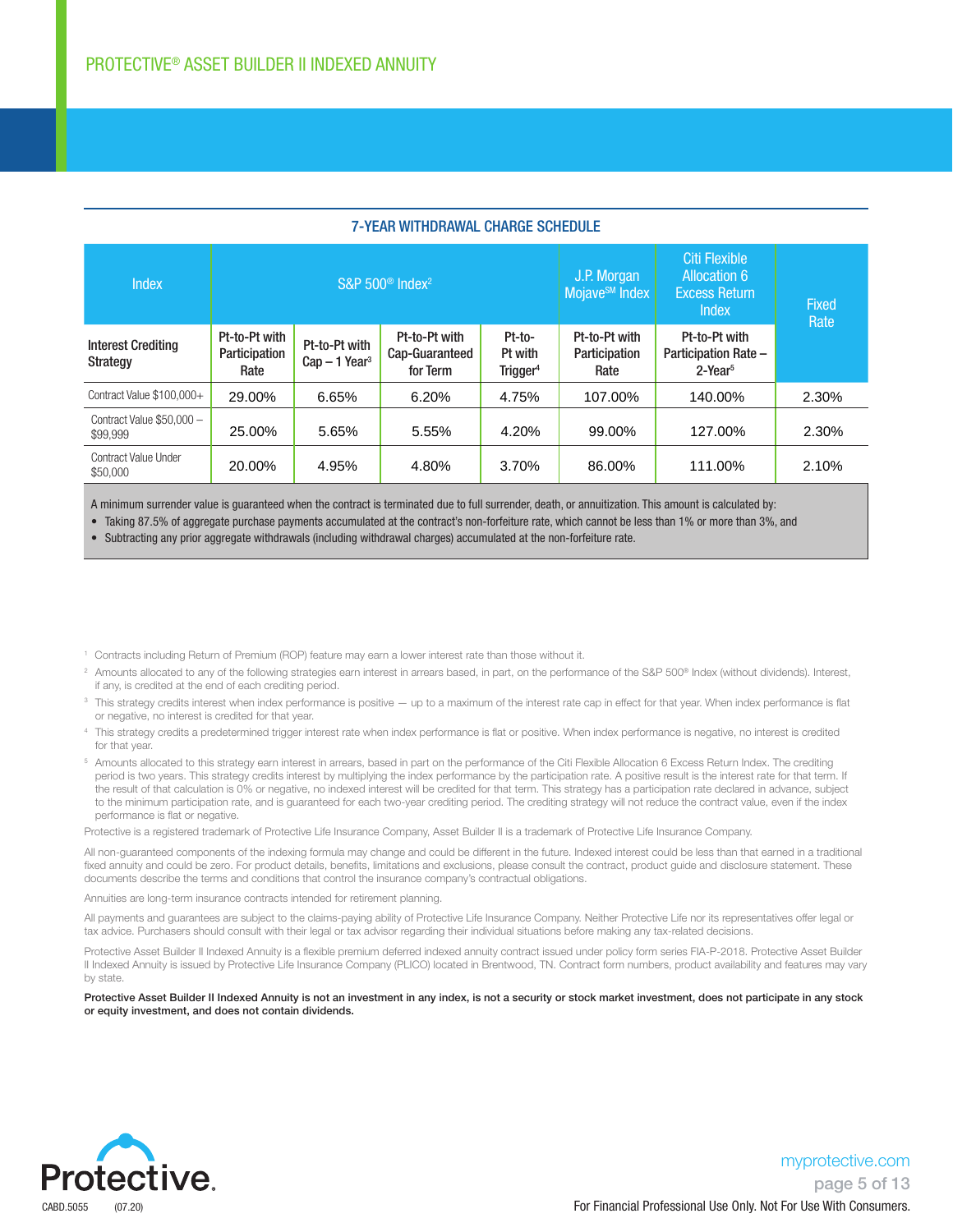### 7-YEAR WITHDRAWAL CHARGE SCHEDULE

| Index | S&P 500® Index[2] | | | | J.P. Morgan Mojave℠ Index | Citi Flexible Allocation 6 Excess Return Index | Fixed Rate |
|---|---|---|---|---|---|---|---|
| **Interest Crediting Strategy** | Pt-to-Pt with Participation Rate | Pt-to-Pt with Cap – 1 Year[3] | Pt-to-Pt with Cap-Guaranteed for Term | Pt-to-Pt with Trigger[4] | Pt-to-Pt with Participation Rate | Pt-to-Pt with Participation Rate – 2-Year[5] | |
| Contract Value $100,000+ | 29.00% | 6.65% | 6.20% | 4.75% | 107.00% | 140.00% | 2.30% |
| Contract Value $50,000 – $99,999 | 25.00% | 5.65% | 5.55% | 4.20% | 99.00% | 127.00% | 2.30% |
| Contract Value Under $50,000 | 20.00% | 4.95% | 4.80% | 3.70% | 86.00% | 111.00% | 2.10% |

A minimum surrender value is guaranteed when the contract is terminated due to full surrender, death, or annuitization. This amount is calculated by:

- Taking 87.5% of aggregate purchase payments accumulated at the contract's non-forfeiture rate, which cannot be less than 1% or more than 3%, and
- Subtracting any prior aggregate withdrawals (including withdrawal charges) accumulated at the non-forfeiture rate.

[1] Contracts including Return of Premium (ROP) feature may earn a lower interest rate than those without it.

[2] Amounts allocated to any of the following strategies earn interest in arrears based, in part, on the performance of the S&P 500® Index (without dividends). Interest, if any, is credited at the end of each crediting period.

[3] This strategy credits interest when index performance is positive — up to a maximum of the interest rate cap in effect for that year. When index performance is flat or negative, no interest is credited for that year.

[4] This strategy credits a predetermined trigger interest rate when index performance is flat or positive. When index performance is negative, no interest is credited for that year.

[5] Amounts allocated to this strategy earn interest in arrears, based in part on the performance of the Citi Flexible Allocation 6 Excess Return Index. The crediting period is two years. This strategy credits interest by multiplying the index performance by the participation rate. A positive result is the interest rate for that term. If the result of that calculation is 0% or negative, no indexed interest will be credited for that term. This strategy has a participation rate declared in advance, subject to the minimum participation rate, and is guaranteed for each two-year crediting period. The crediting strategy will not reduce the contract value, even if the index performance is flat or negative.

Protective is a registered trademark of Protective Life Insurance Company, Asset Builder II is a trademark of Protective Life Insurance Company.

All non-guaranteed components of the indexing formula may change and could be different in the future. Indexed interest could be less than that earned in a traditional fixed annuity and could be zero. For product details, benefits, limitations and exclusions, please consult the contract, product guide and disclosure statement. These documents describe the terms and conditions that control the insurance company's contractual obligations.

Annuities are long-term insurance contracts intended for retirement planning.

All payments and guarantees are subject to the claims-paying ability of Protective Life Insurance Company. Neither Protective Life nor its representatives offer legal or tax advice. Purchasers should consult with their legal or tax advisor regarding their individual situations before making any tax-related decisions.

Protective Asset Builder II Indexed Annuity is a flexible premium deferred indexed annuity contract issued under policy form series FIA-P-2018. Protective Asset Builder II Indexed Annuity is issued by Protective Life Insurance Company (PLICO) located in Brentwood, TN. Contract form numbers, product availability and features may vary by state.

**Protective Asset Builder II Indexed Annuity is not an investment in any index, is not a security or stock market investment, does not participate in any stock or equity investment, and does not contain dividends.**

CABD.5055 (07.20)

myprotective.com

For Financial Professional Use Only. Not For Use With Consumers.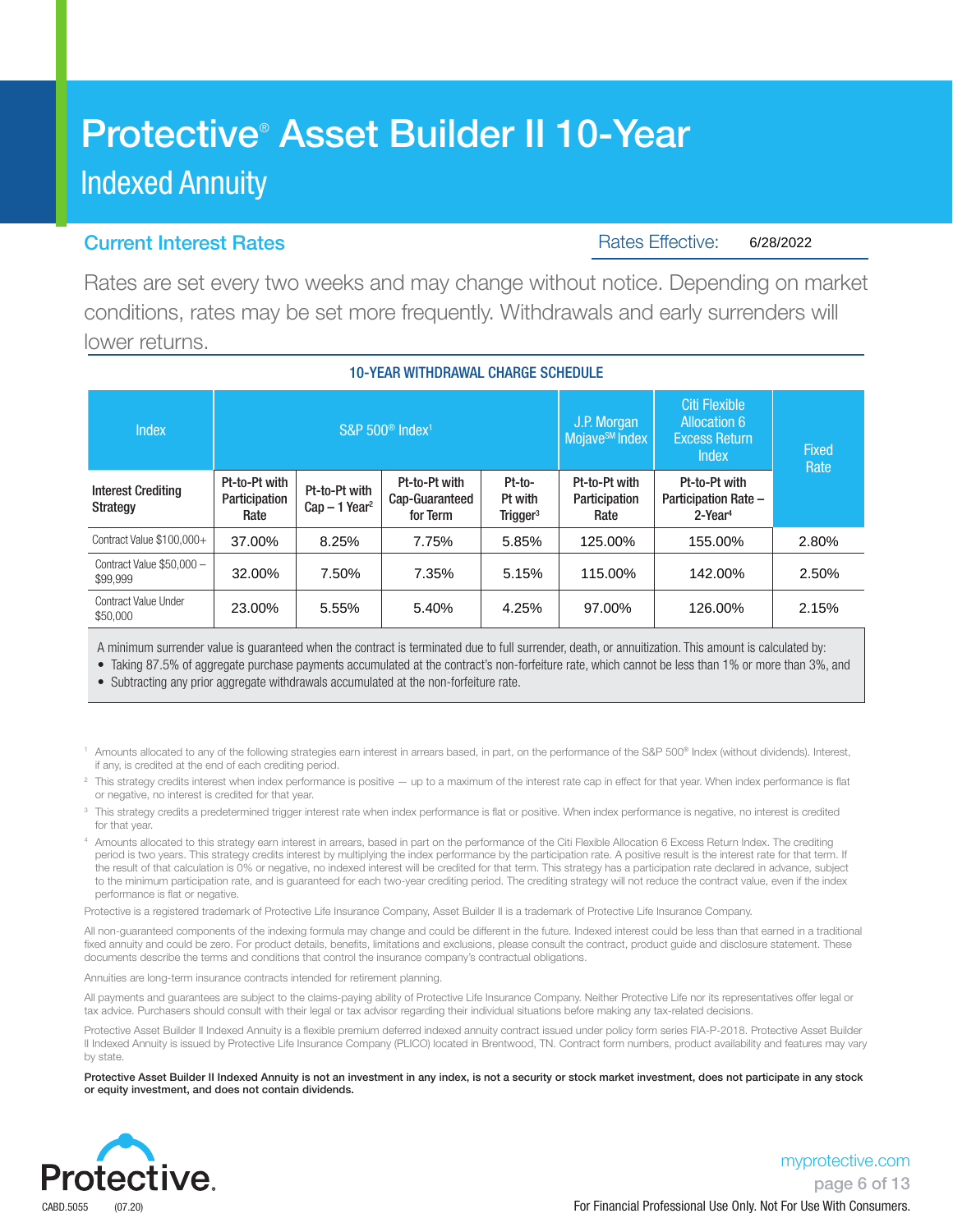# Protective® Asset Builder II 10-Year

## Indexed Annuity

### Current Interest Rates

Rates Effective: 6/28/2022

Rates are set every two weeks and may change without notice. Depending on market conditions, rates may be set more frequently. Withdrawals and early surrenders will lower returns.

**10-YEAR WITHDRAWAL CHARGE SCHEDULE**

| Index | S&P 500® Index[1] | | | | J.P. Morgan Mojave℠ Index | Citi Flexible Allocation 6 Excess Return Index | Fixed Rate |
|---|---|---|---|---|---|---|---|
| Interest Crediting Strategy | Pt-to-Pt with Participation Rate | Pt-to-Pt with Cap – 1 Year[2] | Pt-to-Pt with Cap-Guaranteed for Term | Pt-to-Pt with Trigger[3] | Pt-to-Pt with Participation Rate | Pt-to-Pt with Participation Rate – 2-Year[4] | |
| Contract Value $100,000+ | 37.00% | 8.25% | 7.75% | 5.85% | 125.00% | 155.00% | 2.80% |
| Contract Value $50,000 – $99,999 | 32.00% | 7.50% | 7.35% | 5.15% | 115.00% | 142.00% | 2.50% |
| Contract Value Under $50,000 | 23.00% | 5.55% | 5.40% | 4.25% | 97.00% | 126.00% | 2.15% |

A minimum surrender value is guaranteed when the contract is terminated due to full surrender, death, or annuitization. This amount is calculated by:

- Taking 87.5% of aggregate purchase payments accumulated at the contract's non-forfeiture rate, which cannot be less than 1% or more than 3%, and
- Subtracting any prior aggregate withdrawals accumulated at the non-forfeiture rate.

[1] Amounts allocated to any of the following strategies earn interest in arrears based, in part, on the performance of the S&P 500® Index (without dividends). Interest, if any, is credited at the end of each crediting period.

[2] This strategy credits interest when index performance is positive — up to a maximum of the interest rate cap in effect for that year. When index performance is flat or negative, no interest is credited for that year.

[3] This strategy credits a predetermined trigger interest rate when index performance is flat or positive. When index performance is negative, no interest is credited for that year.

[4] Amounts allocated to this strategy earn interest in arrears, based in part on the performance of the Citi Flexible Allocation 6 Excess Return Index. The crediting period is two years. This strategy credits interest by multiplying the index performance by the participation rate. A positive result is the interest rate for that term. If the result of that calculation is 0% or negative, no indexed interest will be credited for that term. This strategy has a participation rate declared in advance, subject to the minimum participation rate, and is guaranteed for each two-year crediting period. The crediting strategy will not reduce the contract value, even if the index performance is flat or negative.

Protective is a registered trademark of Protective Life Insurance Company, Asset Builder II is a trademark of Protective Life Insurance Company.

All non-guaranteed components of the indexing formula may change and could be different in the future. Indexed interest could be less than that earned in a traditional fixed annuity and could be zero. For product details, benefits, limitations and exclusions, please consult the contract, product guide and disclosure statement. These documents describe the terms and conditions that control the insurance company's contractual obligations.

Annuities are long-term insurance contracts intended for retirement planning.

All payments and guarantees are subject to the claims-paying ability of Protective Life Insurance Company. Neither Protective Life nor its representatives offer legal or tax advice. Purchasers should consult with their legal or tax advisor regarding their individual situations before making any tax-related decisions.

Protective Asset Builder II Indexed Annuity is a flexible premium deferred indexed annuity contract issued under policy form series FIA-P-2018. Protective Asset Builder II Indexed Annuity is issued by Protective Life Insurance Company (PLICO) located in Brentwood, TN. Contract form numbers, product availability and features may vary by state.

**Protective Asset Builder II Indexed Annuity is not an investment in any index, is not a security or stock market investment, does not participate in any stock or equity investment, and does not contain dividends.**

Protective.

CABD.5055 (07.20)

myprotective.com

For Financial Professional Use Only. Not For Use With Consumers.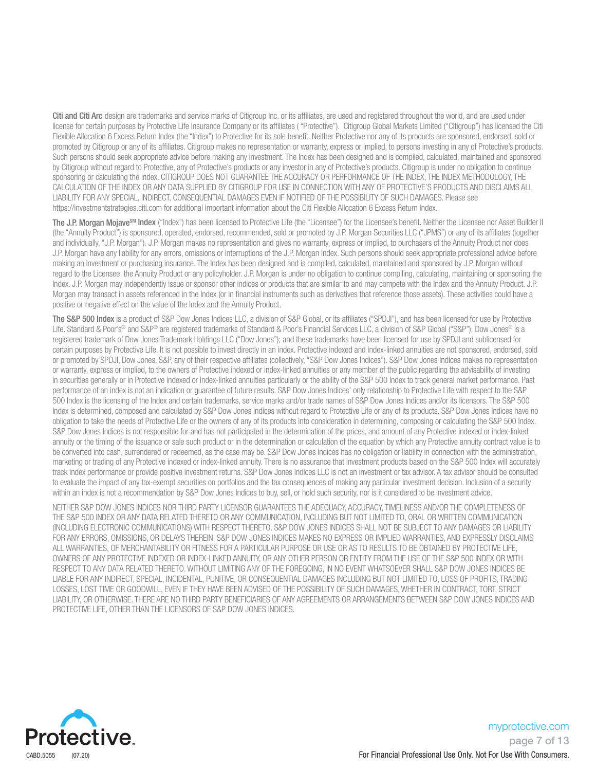**Citi and Citi Arc** design are trademarks and service marks of Citigroup Inc. or its affiliates, are used and registered throughout the world, and are used under license for certain purposes by Protective Life Insurance Company or its affiliates ( "Protective"). Citigroup Global Markets Limited ("Citigroup") has licensed the Citi Flexible Allocation 6 Excess Return Index (the "Index") to Protective for its sole benefit. Neither Protective nor any of its products are sponsored, endorsed, sold or promoted by Citigroup or any of its affiliates. Citigroup makes no representation or warranty, express or implied, to persons investing in any of Protective's products. Such persons should seek appropriate advice before making any investment. The Index has been designed and is compiled, calculated, maintained and sponsored by Citigroup without regard to Protective, any of Protective's products or any investor in any of Protective's products. Citigroup is under no obligation to continue sponsoring or calculating the Index. CITIGROUP DOES NOT GUARANTEE THE ACCURACY OR PERFORMANCE OF THE INDEX, THE INDEX METHODOLOGY, THE CALCULATION OF THE INDEX OR ANY DATA SUPPLIED BY CITIGROUP FOR USE IN CONNECTION WITH ANY OF PROTECTIVE'S PRODUCTS AND DISCLAIMS ALL LIABILITY FOR ANY SPECIAL, INDIRECT, CONSEQUENTIAL DAMAGES EVEN IF NOTIFIED OF THE POSSIBILITY OF SUCH DAMAGES. Please see https://investmentstrategies.citi.com for additional important information about the Citi Flexible Allocation 6 Excess Return Index.

**The J.P. Morgan Mojave℠ Index** ("Index") has been licensed to Protective Life (the "Licensee") for the Licensee's benefit. Neither the Licensee nor Asset Builder II (the "Annuity Product") is sponsored, operated, endorsed, recommended, sold or promoted by J.P. Morgan Securities LLC ("JPMS") or any of its affiliates (together and individually, "J.P. Morgan"). J.P. Morgan makes no representation and gives no warranty, express or implied, to purchasers of the Annuity Product nor does J.P. Morgan have any liability for any errors, omissions or interruptions of the J.P. Morgan Index. Such persons should seek appropriate professional advice before making an investment or purchasing insurance. The Index has been designed and is compiled, calculated, maintained and sponsored by J.P. Morgan without regard to the Licensee, the Annuity Product or any policyholder. J.P. Morgan is under no obligation to continue compiling, calculating, maintaining or sponsoring the Index. J.P. Morgan may independently issue or sponsor other indices or products that are similar to and may compete with the Index and the Annuity Product. J.P. Morgan may transact in assets referenced in the Index (or in financial instruments such as derivatives that reference those assets). These activities could have a positive or negative effect on the value of the Index and the Annuity Product.

**The S&P 500 Index** is a product of S&P Dow Jones Indices LLC, a division of S&P Global, or its affiliates ("SPDJI"), and has been licensed for use by Protective Life. Standard & Poor's® and S&P® are registered trademarks of Standard & Poor's Financial Services LLC, a division of S&P Global ("S&P"); Dow Jones® is a registered trademark of Dow Jones Trademark Holdings LLC ("Dow Jones"); and these trademarks have been licensed for use by SPDJI and sublicensed for certain purposes by Protective Life. It is not possible to invest directly in an index. Protective indexed and index-linked annuities are not sponsored, endorsed, sold or promoted by SPDJI, Dow Jones, S&P, any of their respective affiliates (collectively, "S&P Dow Jones Indices"). S&P Dow Jones Indices makes no representation or warranty, express or implied, to the owners of Protective indexed or index-linked annuities or any member of the public regarding the advisability of investing in securities generally or in Protective indexed or index-linked annuities particularly or the ability of the S&P 500 Index to track general market performance. Past performance of an index is not an indication or guarantee of future results. S&P Dow Jones Indices' only relationship to Protective Life with respect to the S&P 500 Index is the licensing of the Index and certain trademarks, service marks and/or trade names of S&P Dow Jones Indices and/or its licensors. The S&P 500 Index is determined, composed and calculated by S&P Dow Jones Indices without regard to Protective Life or any of its products. S&P Dow Jones Indices have no obligation to take the needs of Protective Life or the owners of any of its products into consideration in determining, composing or calculating the S&P 500 Index. S&P Dow Jones Indices is not responsible for and has not participated in the determination of the prices, and amount of any Protective indexed or index-linked annuity or the timing of the issuance or sale such product or in the determination or calculation of the equation by which any Protective annuity contract value is to be converted into cash, surrendered or redeemed, as the case may be. S&P Dow Jones Indices has no obligation or liability in connection with the administration, marketing or trading of any Protective indexed or index-linked annuity. There is no assurance that investment products based on the S&P 500 Index will accurately track index performance or provide positive investment returns. S&P Dow Jones Indices LLC is not an investment or tax advisor. A tax advisor should be consulted to evaluate the impact of any tax-exempt securities on portfolios and the tax consequences of making any particular investment decision. Inclusion of a security within an index is not a recommendation by S&P Dow Jones Indices to buy, sell, or hold such security, nor is it considered to be investment advice.

NEITHER S&P DOW JONES INDICES NOR THIRD PARTY LICENSOR GUARANTEES THE ADEQUACY, ACCURACY, TIMELINESS AND/OR THE COMPLETENESS OF THE S&P 500 INDEX OR ANY DATA RELATED THERETO OR ANY COMMUNICATION, INCLUDING BUT NOT LIMITED TO, ORAL OR WRITTEN COMMUNICATION (INCLUDING ELECTRONIC COMMUNICATIONS) WITH RESPECT THERETO. S&P DOW JONES INDICES SHALL NOT BE SUBJECT TO ANY DAMAGES OR LIABILITY FOR ANY ERRORS, OMISSIONS, OR DELAYS THEREIN. S&P DOW JONES INDICES MAKES NO EXPRESS OR IMPLIED WARRANTIES, AND EXPRESSLY DISCLAIMS ALL WARRANTIES, OF MERCHANTABILITY OR FITNESS FOR A PARTICULAR PURPOSE OR USE OR AS TO RESULTS TO BE OBTAINED BY PROTECTIVE LIFE, OWNERS OF ANY PROTECTIVE INDEXED OR INDEX-LINKED ANNUITY, OR ANY OTHER PERSON OR ENTITY FROM THE USE OF THE S&P 500 INDEX OR WITH RESPECT TO ANY DATA RELATED THERETO. WITHOUT LIMITING ANY OF THE FOREGOING, IN NO EVENT WHATSOEVER SHALL S&P DOW JONES INDICES BE LIABLE FOR ANY INDIRECT, SPECIAL, INCIDENTAL, PUNITIVE, OR CONSEQUENTIAL DAMAGES INCLUDING BUT NOT LIMITED TO, LOSS OF PROFITS, TRADING LOSSES, LOST TIME OR GOODWILL, EVEN IF THEY HAVE BEEN ADVISED OF THE POSSIBILITY OF SUCH DAMAGES, WHETHER IN CONTRACT, TORT, STRICT LIABILITY, OR OTHERWISE. THERE ARE NO THIRD PARTY BENEFICIARIES OF ANY AGREEMENTS OR ARRANGEMENTS BETWEEN S&P DOW JONES INDICES AND PROTECTIVE LIFE, OTHER THAN THE LICENSORS OF S&P DOW JONES INDICES.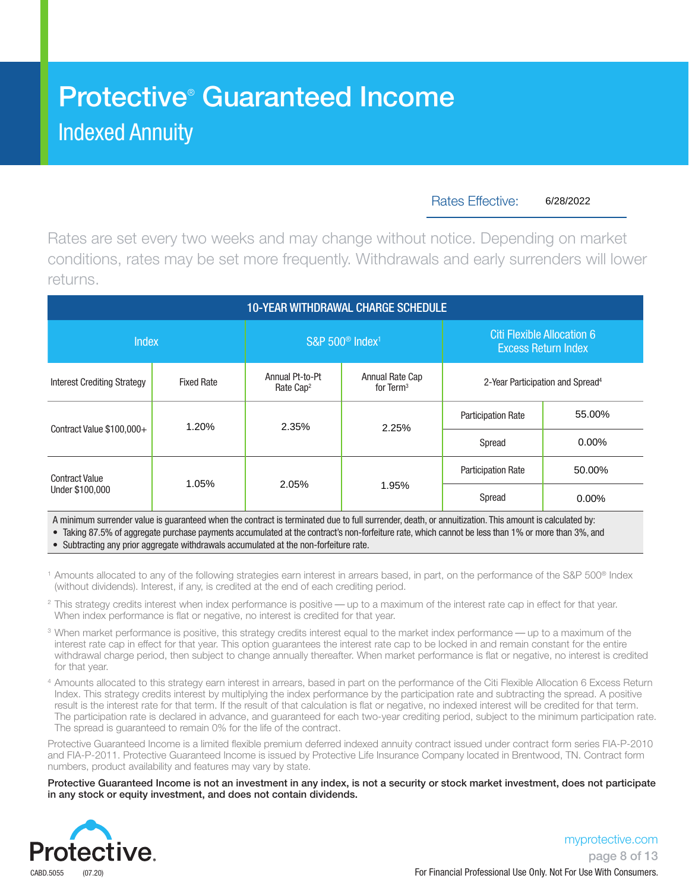# Protective® Guaranteed Income

## Indexed Annuity

Rates Effective: 6/28/2022

Rates are set every two weeks and may change without notice. Depending on market conditions, rates may be set more frequently. Withdrawals and early surrenders will lower returns.

| 10-YEAR WITHDRAWAL CHARGE SCHEDULE | | | | | |
|---|---|---|---|---|---|
| Index | | S&P 500® Index[1] | | Citi Flexible Allocation 6 Excess Return Index | |
| Interest Crediting Strategy | Fixed Rate | Annual Pt-to-Pt Rate Cap[2] | Annual Rate Cap for Term[3] | 2-Year Participation and Spread[4] | |
| Contract Value $100,000+ | 1.20% | 2.35% | 2.25% | Participation Rate | 55.00% |
| | | | | Spread | 0.00% |
| Contract Value Under $100,000 | 1.05% | 2.05% | 1.95% | Participation Rate | 50.00% |
| | | | | Spread | 0.00% |

A minimum surrender value is guaranteed when the contract is terminated due to full surrender, death, or annuitization. This amount is calculated by:

- Taking 87.5% of aggregate purchase payments accumulated at the contract's non-forfeiture rate, which cannot be less than 1% or more than 3%, and
- Subtracting any prior aggregate withdrawals accumulated at the non-forfeiture rate.

[1] Amounts allocated to any of the following strategies earn interest in arrears based, in part, on the performance of the S&P 500® Index (without dividends). Interest, if any, is credited at the end of each crediting period.

[2] This strategy credits interest when index performance is positive — up to a maximum of the interest rate cap in effect for that year. When index performance is flat or negative, no interest is credited for that year.

[3] When market performance is positive, this strategy credits interest equal to the market index performance — up to a maximum of the interest rate cap in effect for that year. This option guarantees the interest rate cap to be locked in and remain constant for the entire withdrawal charge period, then subject to change annually thereafter. When market performance is flat or negative, no interest is credited for that year.

[4] Amounts allocated to this strategy earn interest in arrears, based in part on the performance of the Citi Flexible Allocation 6 Excess Return Index. This strategy credits interest by multiplying the index performance by the participation rate and subtracting the spread. A positive result is the interest rate for that term. If the result of that calculation is flat or negative, no indexed interest will be credited for that term. The participation rate is declared in advance, and guaranteed for each two-year crediting period, subject to the minimum participation rate. The spread is guaranteed to remain 0% for the life of the contract.

Protective Guaranteed Income is a limited flexible premium deferred indexed annuity contract issued under contract form series FIA-P-2010 and FIA-P-2011. Protective Guaranteed Income is issued by Protective Life Insurance Company located in Brentwood, TN. Contract form numbers, product availability and features may vary by state.

**Protective Guaranteed Income is not an investment in any index, is not a security or stock market investment, does not participate in any stock or equity investment, and does not contain dividends.**

Protective.

CABD.5055 (07.20)

myprotective.com

For Financial Professional Use Only. Not For Use With Consumers.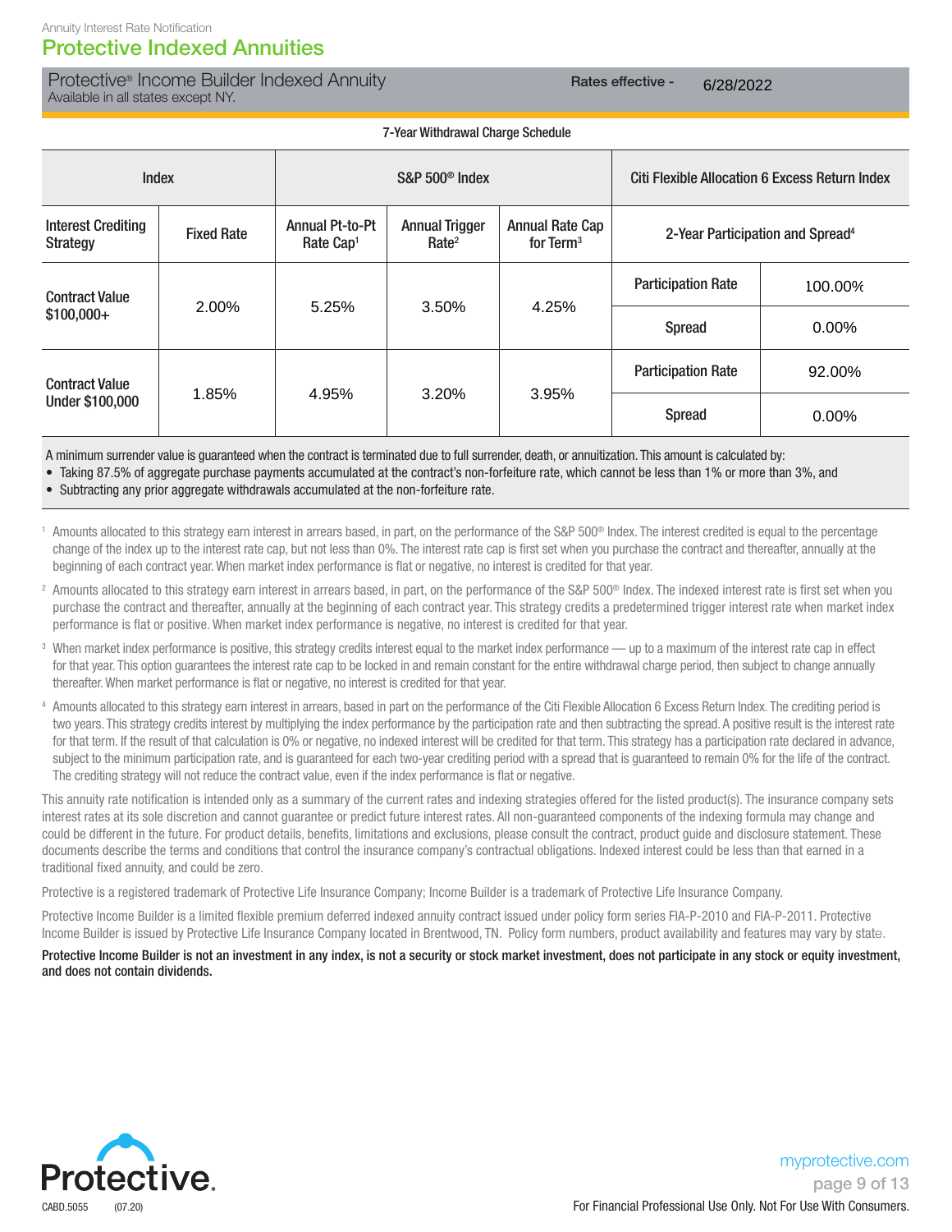Annuity Interest Rate Notification

# Protective Indexed Annuities

## Protective® Income Builder Indexed Annuity

Available in all states except NY.

Rates effective - 6/28/2022

7-Year Withdrawal Charge Schedule

| Index | | S&P 500® Index | | | Citi Flexible Allocation 6 Excess Return Index | |
|---|---|---|---|---|---|---|
| Interest Crediting Strategy | Fixed Rate | Annual Pt-to-Pt Rate Cap[1] | Annual Trigger Rate[2] | Annual Rate Cap for Term[3] | 2-Year Participation and Spread[4] | |
| Contract Value $100,000+ | 2.00% | 5.25% | 3.50% | 4.25% | Participation Rate | 100.00% |
| | | | | | Spread | 0.00% |
| Contract Value Under $100,000 | 1.85% | 4.95% | 3.20% | 3.95% | Participation Rate | 92.00% |
| | | | | | Spread | 0.00% |

A minimum surrender value is guaranteed when the contract is terminated due to full surrender, death, or annuitization. This amount is calculated by:

- Taking 87.5% of aggregate purchase payments accumulated at the contract's non-forfeiture rate, which cannot be less than 1% or more than 3%, and
- Subtracting any prior aggregate withdrawals accumulated at the non-forfeiture rate.

[1] Amounts allocated to this strategy earn interest in arrears based, in part, on the performance of the S&P 500® Index. The interest credited is equal to the percentage change of the index up to the interest rate cap, but not less than 0%. The interest rate cap is first set when you purchase the contract and thereafter, annually at the beginning of each contract year. When market index performance is flat or negative, no interest is credited for that year.

[2] Amounts allocated to this strategy earn interest in arrears based, in part, on the performance of the S&P 500® Index. The indexed interest rate is first set when you purchase the contract and thereafter, annually at the beginning of each contract year. This strategy credits a predetermined trigger interest rate when market index performance is flat or positive. When market index performance is negative, no interest is credited for that year.

[3] When market index performance is positive, this strategy credits interest equal to the market index performance — up to a maximum of the interest rate cap in effect for that year. This option guarantees the interest rate cap to be locked in and remain constant for the entire withdrawal charge period, then subject to change annually thereafter. When market performance is flat or negative, no interest is credited for that year.

[4] Amounts allocated to this strategy earn interest in arrears, based in part on the performance of the Citi Flexible Allocation 6 Excess Return Index. The crediting period is two years. This strategy credits interest by multiplying the index performance by the participation rate and then subtracting the spread. A positive result is the interest rate for that term. If the result of that calculation is 0% or negative, no indexed interest will be credited for that term. This strategy has a participation rate declared in advance, subject to the minimum participation rate, and is guaranteed for each two-year crediting period with a spread that is guaranteed to remain 0% for the life of the contract. The crediting strategy will not reduce the contract value, even if the index performance is flat or negative.

This annuity rate notification is intended only as a summary of the current rates and indexing strategies offered for the listed product(s). The insurance company sets interest rates at its sole discretion and cannot guarantee or predict future interest rates. All non-guaranteed components of the indexing formula may change and could be different in the future. For product details, benefits, limitations and exclusions, please consult the contract, product guide and disclosure statement. These documents describe the terms and conditions that control the insurance company's contractual obligations. Indexed interest could be less than that earned in a traditional fixed annuity, and could be zero.

Protective is a registered trademark of Protective Life Insurance Company; Income Builder is a trademark of Protective Life Insurance Company.

Protective Income Builder is a limited flexible premium deferred indexed annuity contract issued under policy form series FIA-P-2010 and FIA-P-2011. Protective Income Builder is issued by Protective Life Insurance Company located in Brentwood, TN. Policy form numbers, product availability and features may vary by state.

**Protective Income Builder is not an investment in any index, is not a security or stock market investment, does not participate in any stock or equity investment, and does not contain dividends.**

Protective.

CABD.5055 (07.20)

myprotective.com

For Financial Professional Use Only. Not For Use With Consumers.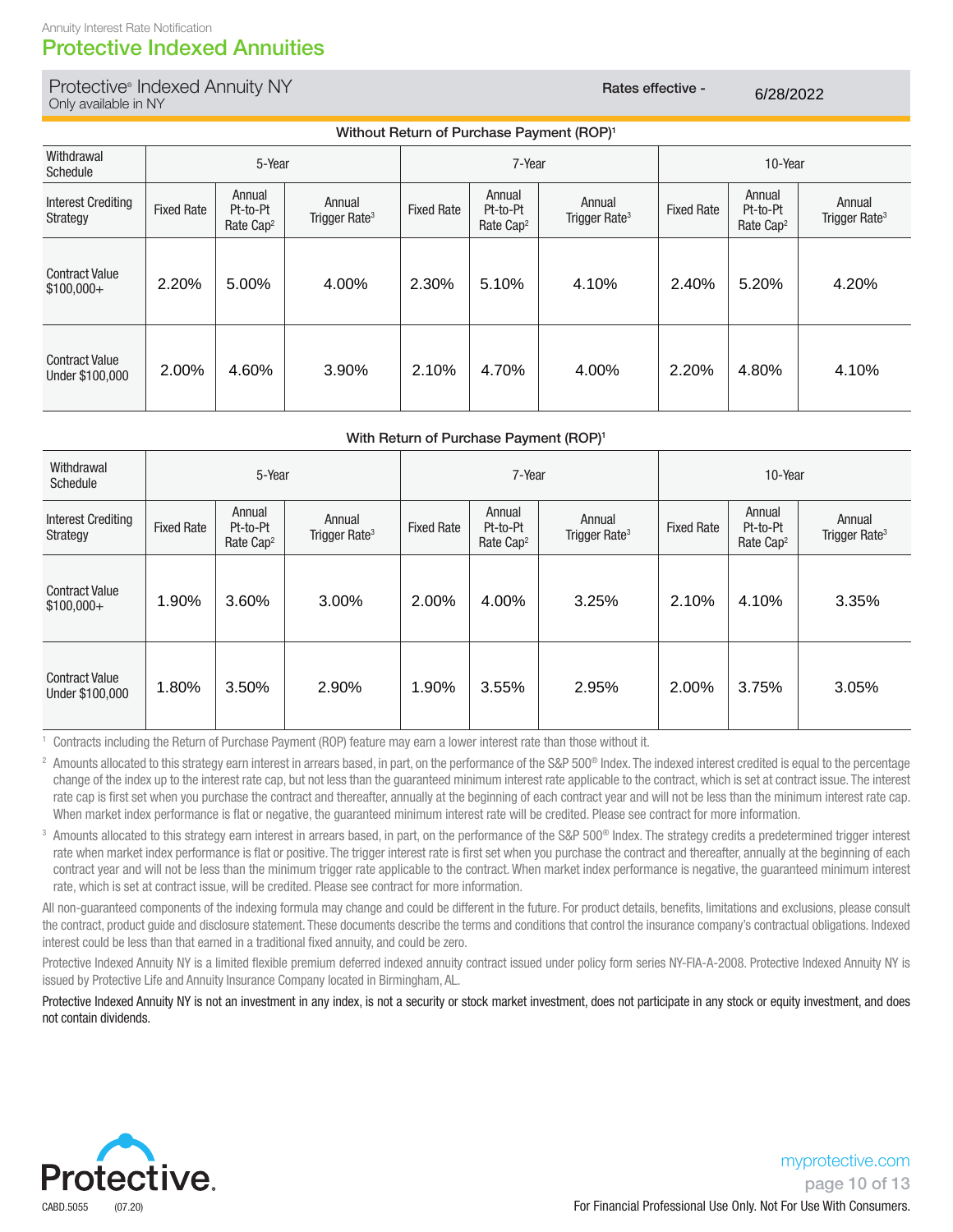Annuity Interest Rate Notification

# Protective Indexed Annuities

## Protective® Indexed Annuity NY

Only available in NY

**Rates effective -** 6/28/2022

### Without Return of Purchase Payment (ROP)[1]

| Withdrawal Schedule | 5-Year | | | 7-Year | | | 10-Year | | |
|---|---|---|---|---|---|---|---|---|---|
| Interest Crediting Strategy | Fixed Rate | Annual Pt-to-Pt Rate Cap[2] | Annual Trigger Rate[3] | Fixed Rate | Annual Pt-to-Pt Rate Cap[2] | Annual Trigger Rate[3] | Fixed Rate | Annual Pt-to-Pt Rate Cap[2] | Annual Trigger Rate[3] |
| Contract Value $100,000+ | 2.20% | 5.00% | 4.00% | 2.30% | 5.10% | 4.10% | 2.40% | 5.20% | 4.20% |
| Contract Value Under $100,000 | 2.00% | 4.60% | 3.90% | 2.10% | 4.70% | 4.00% | 2.20% | 4.80% | 4.10% |

### With Return of Purchase Payment (ROP)[1]

| Withdrawal Schedule | 5-Year | | | 7-Year | | | 10-Year | | |
|---|---|---|---|---|---|---|---|---|---|
| Interest Crediting Strategy | Fixed Rate | Annual Pt-to-Pt Rate Cap[2] | Annual Trigger Rate[3] | Fixed Rate | Annual Pt-to-Pt Rate Cap[2] | Annual Trigger Rate[3] | Fixed Rate | Annual Pt-to-Pt Rate Cap[2] | Annual Trigger Rate[3] |
| Contract Value $100,000+ | 1.90% | 3.60% | 3.00% | 2.00% | 4.00% | 3.25% | 2.10% | 4.10% | 3.35% |
| Contract Value Under $100,000 | 1.80% | 3.50% | 2.90% | 1.90% | 3.55% | 2.95% | 2.00% | 3.75% | 3.05% |

[1] Contracts including the Return of Purchase Payment (ROP) feature may earn a lower interest rate than those without it.

[2] Amounts allocated to this strategy earn interest in arrears based, in part, on the performance of the S&P 500® Index. The indexed interest credited is equal to the percentage change of the index up to the interest rate cap, but not less than the guaranteed minimum interest rate applicable to the contract, which is set at contract issue. The interest rate cap is first set when you purchase the contract and thereafter, annually at the beginning of each contract year and will not be less than the minimum interest rate cap. When market index performance is flat or negative, the guaranteed minimum interest rate will be credited. Please see contract for more information.

[3] Amounts allocated to this strategy earn interest in arrears based, in part, on the performance of the S&P 500® Index. The strategy credits a predetermined trigger interest rate when market index performance is flat or positive. The trigger interest rate is first set when you purchase the contract and thereafter, annually at the beginning of each contract year and will not be less than the minimum trigger rate applicable to the contract. When market index performance is negative, the guaranteed minimum interest rate, which is set at contract issue, will be credited. Please see contract for more information.

All non-guaranteed components of the indexing formula may change and could be different in the future. For product details, benefits, limitations and exclusions, please consult the contract, product guide and disclosure statement. These documents describe the terms and conditions that control the insurance company's contractual obligations. Indexed interest could be less than that earned in a traditional fixed annuity, and could be zero.

Protective Indexed Annuity NY is a limited flexible premium deferred indexed annuity contract issued under policy form series NY-FIA-A-2008. Protective Indexed Annuity NY is issued by Protective Life and Annuity Insurance Company located in Birmingham, AL.

Protective Indexed Annuity NY is not an investment in any index, is not a security or stock market investment, does not participate in any stock or equity investment, and does not contain dividends.

Protective.

CABD.5055 (07.20)

myprotective.com

For Financial Professional Use Only. Not For Use With Consumers.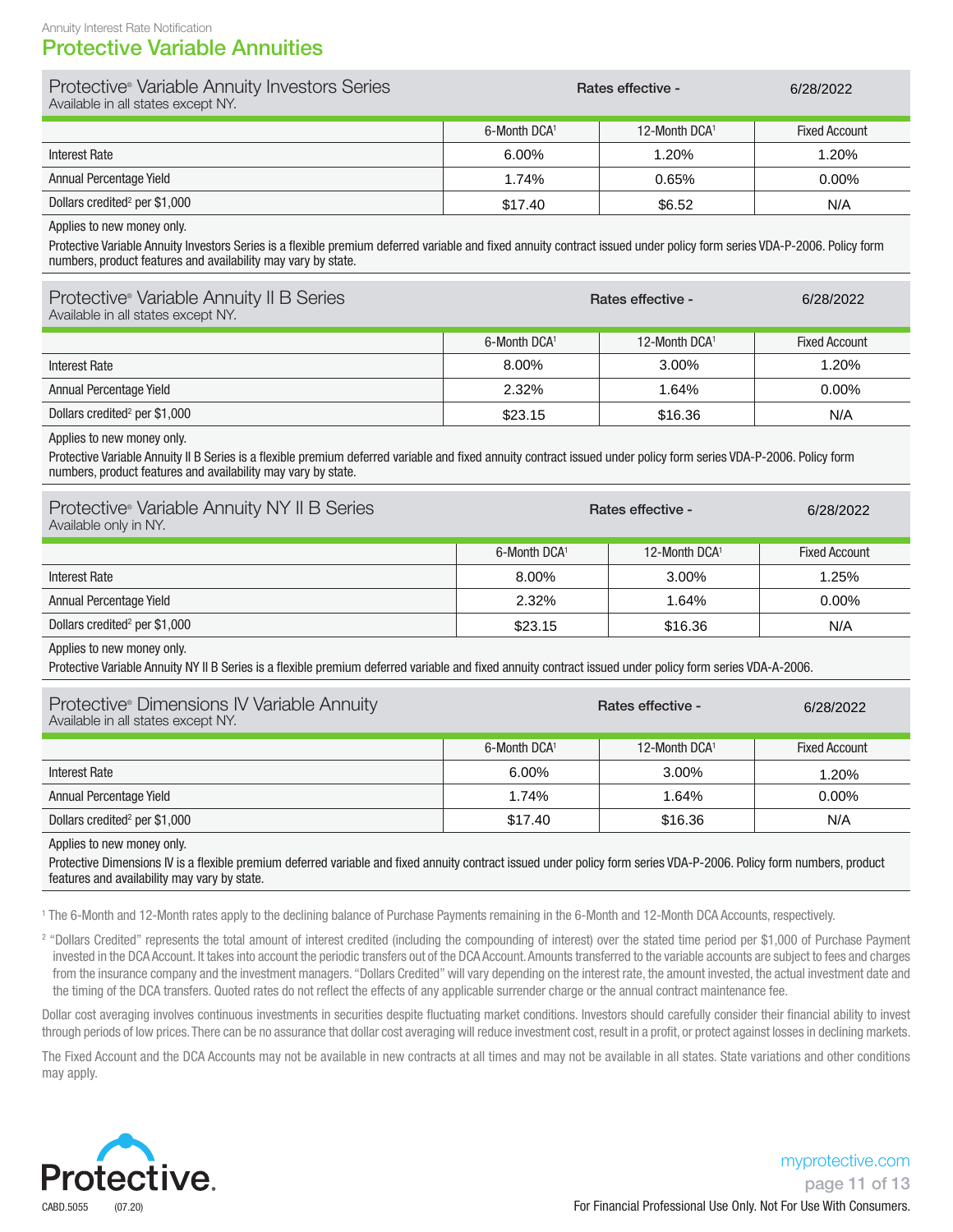Annuity Interest Rate Notification

# Protective Variable Annuities

## Protective® Variable Annuity Investors Series

Available in all states except NY.

**Rates effective - 6/28/2022**

| | 6-Month DCA[1] | 12-Month DCA[1] | Fixed Account |
|---|---|---|---|
| Interest Rate | 6.00% | 1.20% | 1.20% |
| Annual Percentage Yield | 1.74% | 0.65% | 0.00% |
| Dollars credited[2] per $1,000 | $17.40 | $6.52 | N/A |

Applies to new money only.

Protective Variable Annuity Investors Series is a flexible premium deferred variable and fixed annuity contract issued under policy form series VDA-P-2006. Policy form numbers, product features and availability may vary by state.

## Protective® Variable Annuity II B Series

Available in all states except NY.

**Rates effective - 6/28/2022**

| | 6-Month DCA[1] | 12-Month DCA[1] | Fixed Account |
|---|---|---|---|
| Interest Rate | 8.00% | 3.00% | 1.20% |
| Annual Percentage Yield | 2.32% | 1.64% | 0.00% |
| Dollars credited[2] per $1,000 | $23.15 | $16.36 | N/A |

Applies to new money only.

Protective Variable Annuity II B Series is a flexible premium deferred variable and fixed annuity contract issued under policy form series VDA-P-2006. Policy form numbers, product features and availability may vary by state.

## Protective® Variable Annuity NY II B Series

Available only in NY.

**Rates effective - 6/28/2022**

| | 6-Month DCA[1] | 12-Month DCA[1] | Fixed Account |
|---|---|---|---|
| Interest Rate | 8.00% | 3.00% | 1.25% |
| Annual Percentage Yield | 2.32% | 1.64% | 0.00% |
| Dollars credited[2] per $1,000 | $23.15 | $16.36 | N/A |

Applies to new money only.

Protective Variable Annuity NY II B Series is a flexible premium deferred variable and fixed annuity contract issued under policy form series VDA-A-2006.

## Protective® Dimensions IV Variable Annuity

Available in all states except NY.

**Rates effective - 6/28/2022**

| | 6-Month DCA[1] | 12-Month DCA[1] | Fixed Account |
|---|---|---|---|
| Interest Rate | 6.00% | 3.00% | 1.20% |
| Annual Percentage Yield | 1.74% | 1.64% | 0.00% |
| Dollars credited[2] per $1,000 | $17.40 | $16.36 | N/A |

Applies to new money only.

Protective Dimensions IV is a flexible premium deferred variable and fixed annuity contract issued under policy form series VDA-P-2006. Policy form numbers, product features and availability may vary by state.

[1] The 6-Month and 12-Month rates apply to the declining balance of Purchase Payments remaining in the 6-Month and 12-Month DCA Accounts, respectively.

[2] "Dollars Credited" represents the total amount of interest credited (including the compounding of interest) over the stated time period per $1,000 of Purchase Payment invested in the DCA Account. It takes into account the periodic transfers out of the DCA Account. Amounts transferred to the variable accounts are subject to fees and charges from the insurance company and the investment managers. "Dollars Credited" will vary depending on the interest rate, the amount invested, the actual investment date and the timing of the DCA transfers. Quoted rates do not reflect the effects of any applicable surrender charge or the annual contract maintenance fee.

Dollar cost averaging involves continuous investments in securities despite fluctuating market conditions. Investors should carefully consider their financial ability to invest through periods of low prices. There can be no assurance that dollar cost averaging will reduce investment cost, result in a profit, or protect against losses in declining markets.

The Fixed Account and the DCA Accounts may not be available in new contracts at all times and may not be available in all states. State variations and other conditions may apply.

Protective.

CABD.5055 (07.20)

myprotective.com

For Financial Professional Use Only. Not For Use With Consumers.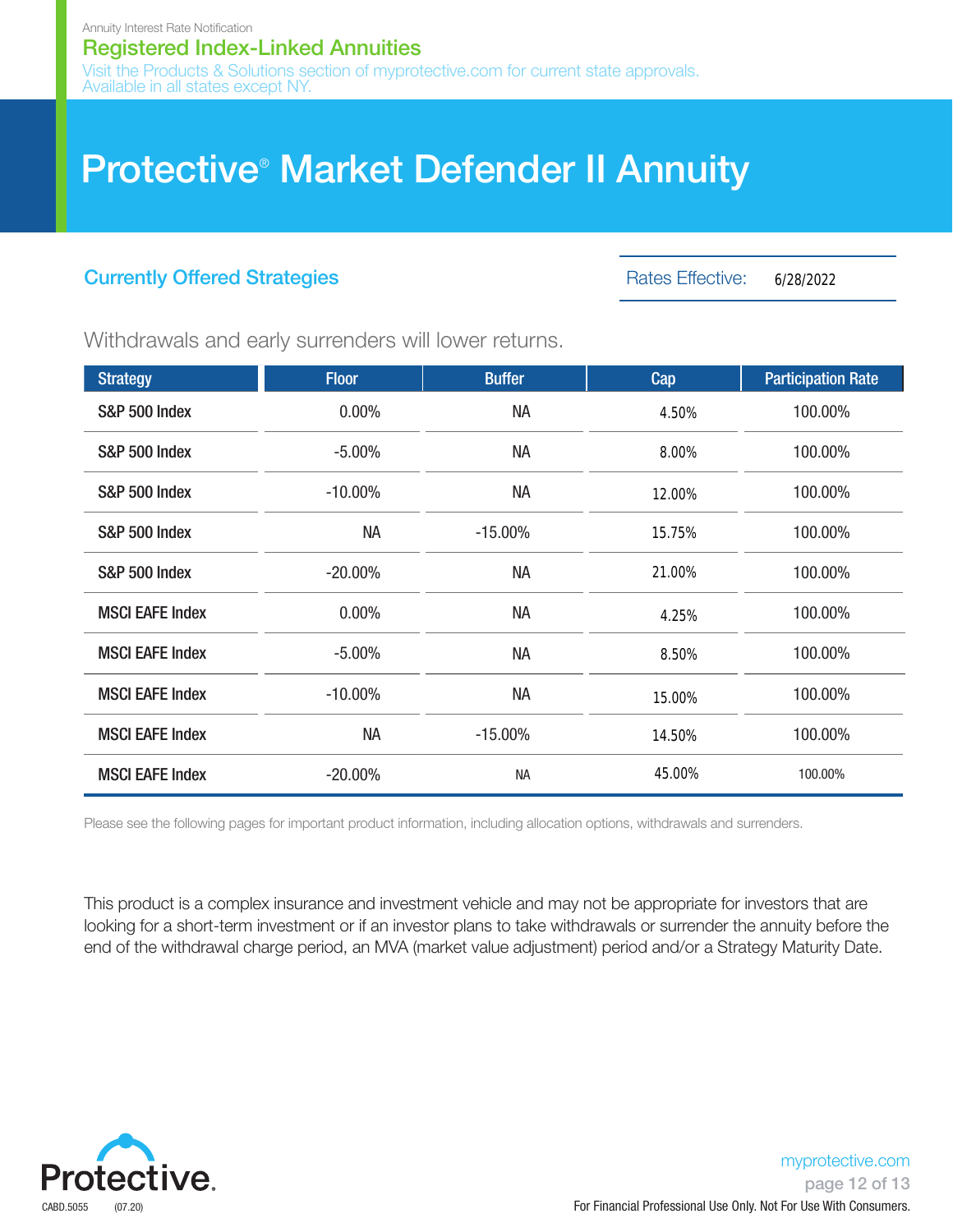Annuity Interest Rate Notification

## Registered Index-Linked Annuities

Visit the Products & Solutions section of myprotective.com for current state approvals. Available in all states except NY.

# Protective® Market Defender II Annuity

### Currently Offered Strategies

Rates Effective: 6/28/2022

Withdrawals and early surrenders will lower returns.

| Strategy | Floor | Buffer | Cap | Participation Rate |
|---|---|---|---|---|
| S&P 500 Index | 0.00% | NA | 4.50% | 100.00% |
| S&P 500 Index | -5.00% | NA | 8.00% | 100.00% |
| S&P 500 Index | -10.00% | NA | 12.00% | 100.00% |
| S&P 500 Index | NA | -15.00% | 15.75% | 100.00% |
| S&P 500 Index | -20.00% | NA | 21.00% | 100.00% |
| MSCI EAFE Index | 0.00% | NA | 4.25% | 100.00% |
| MSCI EAFE Index | -5.00% | NA | 8.50% | 100.00% |
| MSCI EAFE Index | -10.00% | NA | 15.00% | 100.00% |
| MSCI EAFE Index | NA | -15.00% | 14.50% | 100.00% |
| MSCI EAFE Index | -20.00% | NA | 45.00% | 100.00% |

Please see the following pages for important product information, including allocation options, withdrawals and surrenders.

This product is a complex insurance and investment vehicle and may not be appropriate for investors that are looking for a short-term investment or if an investor plans to take withdrawals or surrender the annuity before the end of the withdrawal charge period, an MVA (market value adjustment) period and/or a Strategy Maturity Date.

Protective.

CABD.5055 (07.20)

myprotective.com

For Financial Professional Use Only. Not For Use With Consumers.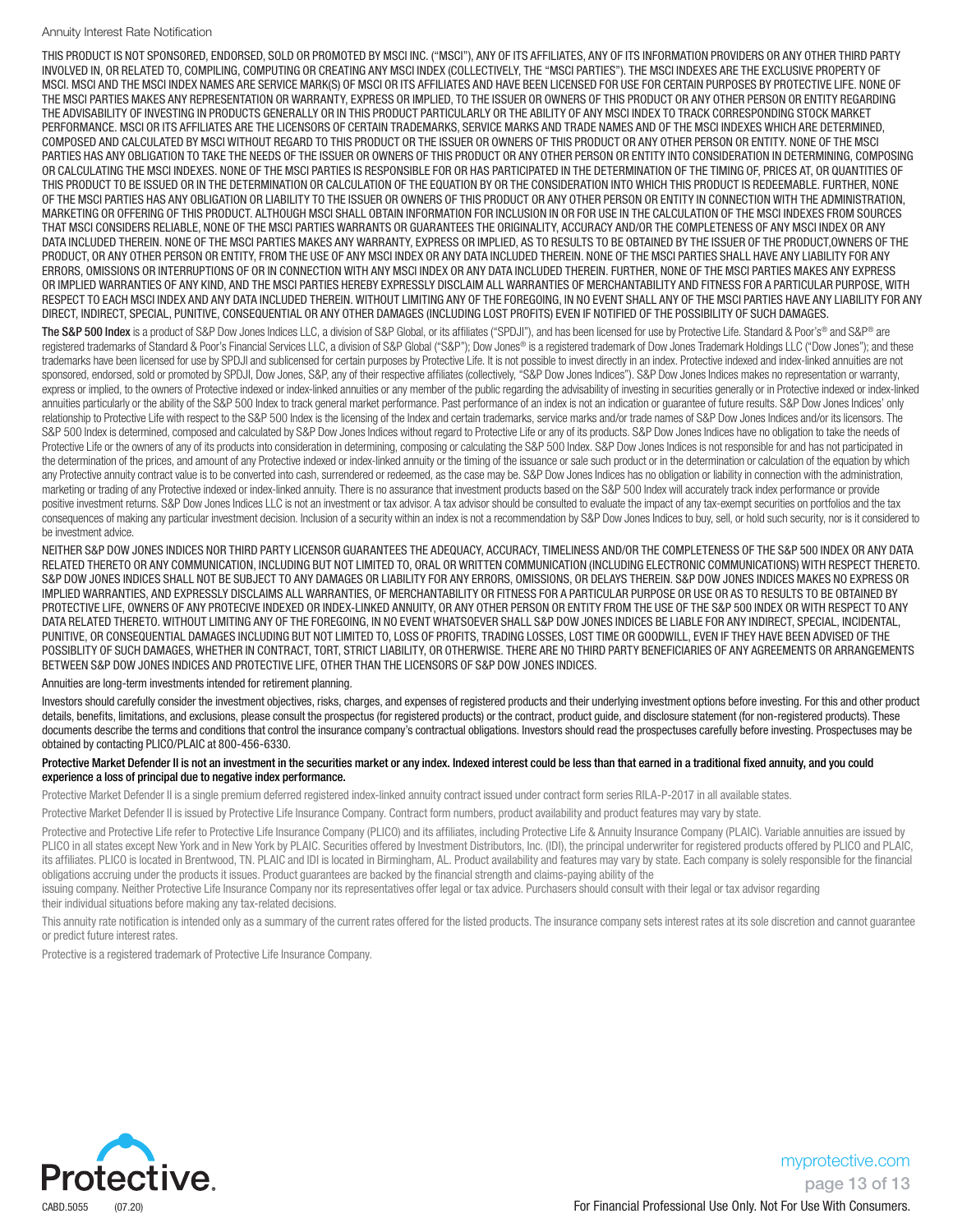THIS PRODUCT IS NOT SPONSORED, ENDORSED, SOLD OR PROMOTED BY MSCI INC. ("MSCI"), ANY OF ITS AFFILIATES, ANY OF ITS INFORMATION PROVIDERS OR ANY OTHER THIRD PARTY INVOLVED IN, OR RELATED TO, COMPILING, COMPUTING OR CREATING ANY MSCI INDEX (COLLECTIVELY, THE "MSCI PARTIES"). THE MSCI INDEXES ARE THE EXCLUSIVE PROPERTY OF MSCI. MSCI AND THE MSCI INDEX NAMES ARE SERVICE MARK(S) OF MSCI OR ITS AFFILIATES AND HAVE BEEN LICENSED FOR USE FOR CERTAIN PURPOSES BY PROTECTIVE LIFE. NONE OF THE MSCI PARTIES MAKES ANY REPRESENTATION OR WARRANTY, EXPRESS OR IMPLIED, TO THE ISSUER OR OWNERS OF THIS PRODUCT OR ANY OTHER PERSON OR ENTITY REGARDING THE ADVISABILITY OF INVESTING IN PRODUCTS GENERALLY OR IN THIS PRODUCT PARTICULARLY OR THE ABILITY OF ANY MSCI INDEX TO TRACK CORRESPONDING STOCK MARKET PERFORMANCE. MSCI OR ITS AFFILIATES ARE THE LICENSORS OF CERTAIN TRADEMARKS, SERVICE MARKS AND TRADE NAMES AND OF THE MSCI INDEXES WHICH ARE DETERMINED, COMPOSED AND CALCULATED BY MSCI WITHOUT REGARD TO THIS PRODUCT OR THE ISSUER OR OWNERS OF THIS PRODUCT OR ANY OTHER PERSON OR ENTITY. NONE OF THE MSCI PARTIES HAS ANY OBLIGATION TO TAKE THE NEEDS OF THE ISSUER OR OWNERS OF THIS PRODUCT OR ANY OTHER PERSON OR ENTITY INTO CONSIDERATION IN DETERMINING, COMPOSING OR CALCULATING THE MSCI INDEXES. NONE OF THE MSCI PARTIES IS RESPONSIBLE FOR OR HAS PARTICIPATED IN THE DETERMINATION OF THE TIMING OF, PRICES AT, OR QUANTITIES OF THIS PRODUCT TO BE ISSUED OR IN THE DETERMINATION OR CALCULATION OF THE EQUATION BY OR THE CONSIDERATION INTO WHICH THIS PRODUCT IS REDEEMABLE. FURTHER, NONE OF THE MSCI PARTIES HAS ANY OBLIGATION OR LIABILITY TO THE ISSUER OR OWNERS OF THIS PRODUCT OR ANY OTHER PERSON OR ENTITY IN CONNECTION WITH THE ADMINISTRATION, MARKETING OR OFFERING OF THIS PRODUCT. ALTHOUGH MSCI SHALL OBTAIN INFORMATION FOR INCLUSION IN OR FOR USE IN THE CALCULATION OF THE MSCI INDEXES FROM SOURCES THAT MSCI CONSIDERS RELIABLE, NONE OF THE MSCI PARTIES WARRANTS OR GUARANTEES THE ORIGINALITY, ACCURACY AND/OR THE COMPLETENESS OF ANY MSCI INDEX OR ANY DATA INCLUDED THEREIN. NONE OF THE MSCI PARTIES MAKES ANY WARRANTY, EXPRESS OR IMPLIED, AS TO RESULTS TO BE OBTAINED BY THE ISSUER OF THE PRODUCT,OWNERS OF THE PRODUCT, OR ANY OTHER PERSON OR ENTITY, FROM THE USE OF ANY MSCI INDEX OR ANY DATA INCLUDED THEREIN. NONE OF THE MSCI PARTIES SHALL HAVE ANY LIABILITY FOR ANY ERRORS, OMISSIONS OR INTERRUPTIONS OF OR IN CONNECTION WITH ANY MSCI INDEX OR ANY DATA INCLUDED THEREIN. FURTHER, NONE OF THE MSCI PARTIES MAKES ANY EXPRESS OR IMPLIED WARRANTIES OF ANY KIND, AND THE MSCI PARTIES HEREBY EXPRESSLY DISCLAIM ALL WARRANTIES OF MERCHANTABILITY AND FITNESS FOR A PARTICULAR PURPOSE, WITH RESPECT TO EACH MSCI INDEX AND ANY DATA INCLUDED THEREIN. WITHOUT LIMITING ANY OF THE FOREGOING, IN NO EVENT SHALL ANY OF THE MSCI PARTIES HAVE ANY LIABILITY FOR ANY DIRECT, INDIRECT, SPECIAL, PUNITIVE, CONSEQUENTIAL OR ANY OTHER DAMAGES (INCLUDING LOST PROFITS) EVEN IF NOTIFIED OF THE POSSIBILITY OF SUCH DAMAGES.

**The S&P 500 Index** is a product of S&P Dow Jones Indices LLC, a division of S&P Global, or its affiliates ("SPDJI"), and has been licensed for use by Protective Life. Standard & Poor's® and S&P® are registered trademarks of Standard & Poor's Financial Services LLC, a division of S&P Global ("S&P"); Dow Jones® is a registered trademark of Dow Jones Trademark Holdings LLC ("Dow Jones"); and these trademarks have been licensed for use by SPDJI and sublicensed for certain purposes by Protective Life. It is not possible to invest directly in an index. Protective indexed and index-linked annuities are not sponsored, endorsed, sold or promoted by SPDJI, Dow Jones, S&P, any of their respective affiliates (collectively, "S&P Dow Jones Indices"). S&P Dow Jones Indices makes no representation or warranty, express or implied, to the owners of Protective indexed or index-linked annuities or any member of the public regarding the advisability of investing in securities generally or in Protective indexed or index-linked annuities particularly or the ability of the S&P 500 Index to track general market performance. Past performance of an index is not an indication or guarantee of future results. S&P Dow Jones Indices' only relationship to Protective Life with respect to the S&P 500 Index is the licensing of the Index and certain trademarks, service marks and/or trade names of S&P Dow Jones Indices and/or its licensors. The S&P 500 Index is determined, composed and calculated by S&P Dow Jones Indices without regard to Protective Life or any of its products. S&P Dow Jones Indices have no obligation to take the needs of Protective Life or the owners of any of its products into consideration in determining, composing or calculating the S&P 500 Index. S&P Dow Jones Indices is not responsible for and has not participated in the determination of the prices, and amount of any Protective indexed or index-linked annuity or the timing of the issuance or sale such product or in the determination or calculation of the equation by which any Protective annuity contract value is to be converted into cash, surrendered or redeemed, as the case may be. S&P Dow Jones Indices has no obligation or liability in connection with the administration, marketing or trading of any Protective indexed or index-linked annuity. There is no assurance that investment products based on the S&P 500 Index will accurately track index performance or provide positive investment returns. S&P Dow Jones Indices LLC is not an investment or tax advisor. A tax advisor should be consulted to evaluate the impact of any tax-exempt securities on portfolios and the tax consequences of making any particular investment decision. Inclusion of a security within an index is not a recommendation by S&P Dow Jones Indices to buy, sell, or hold such security, nor is it considered to be investment advice.

NEITHER S&P DOW JONES INDICES NOR THIRD PARTY LICENSOR GUARANTEES THE ADEQUACY, ACCURACY, TIMELINESS AND/OR THE COMPLETENESS OF THE S&P 500 INDEX OR ANY DATA RELATED THERETO OR ANY COMMUNICATION, INCLUDING BUT NOT LIMITED TO, ORAL OR WRITTEN COMMUNICATION (INCLUDING ELECTRONIC COMMUNICATIONS) WITH RESPECT THERETO. S&P DOW JONES INDICES SHALL NOT BE SUBJECT TO ANY DAMAGES OR LIABILITY FOR ANY ERRORS, OMISSIONS, OR DELAYS THEREIN. S&P DOW JONES INDICES MAKES NO EXPRESS OR IMPLIED WARRANTIES, AND EXPRESSLY DISCLAIMS ALL WARRANTIES, OF MERCHANTABILITY OR FITNESS FOR A PARTICULAR PURPOSE OR USE OR AS TO RESULTS TO BE OBTAINED BY PROTECTIVE LIFE, OWNERS OF ANY PROTECIVE INDEXED OR INDEX-LINKED ANNUITY, OR ANY OTHER PERSON OR ENTITY FROM THE USE OF THE S&P 500 INDEX OR WITH RESPECT TO ANY DATA RELATED THERETO. WITHOUT LIMITING ANY OF THE FOREGOING, IN NO EVENT WHATSOEVER SHALL S&P DOW JONES INDICES BE LIABLE FOR ANY INDIRECT, SPECIAL, INCIDENTAL, PUNITIVE, OR CONSEQUENTIAL DAMAGES INCLUDING BUT NOT LIMITED TO, LOSS OF PROFITS, TRADING LOSSES, LOST TIME OR GOODWILL, EVEN IF THEY HAVE BEEN ADVISED OF THE POSSIBLITY OF SUCH DAMAGES, WHETHER IN CONTRACT, TORT, STRICT LIABILITY, OR OTHERWISE. THERE ARE NO THIRD PARTY BENEFICIARIES OF ANY AGREEMENTS OR ARRANGEMENTS BETWEEN S&P DOW JONES INDICES AND PROTECTIVE LIFE, OTHER THAN THE LICENSORS OF S&P DOW JONES INDICES.

Annuities are long-term investments intended for retirement planning.

Investors should carefully consider the investment objectives, risks, charges, and expenses of registered products and their underlying investment options before investing. For this and other product details, benefits, limitations, and exclusions, please consult the prospectus (for registered products) or the contract, product guide, and disclosure statement (for non-registered products). These documents describe the terms and conditions that control the insurance company's contractual obligations. Investors should read the prospectuses carefully before investing. Prospectuses may be obtained by contacting PLICO/PLAIC at 800-456-6330.

**Protective Market Defender II is not an investment in the securities market or any index. Indexed interest could be less than that earned in a traditional fixed annuity, and you could experience a loss of principal due to negative index performance.**

Protective Market Defender II is a single premium deferred registered index-linked annuity contract issued under contract form series RILA-P-2017 in all available states.

Protective Market Defender II is issued by Protective Life Insurance Company. Contract form numbers, product availability and product features may vary by state.

Protective and Protective Life refer to Protective Life Insurance Company (PLICO) and its affiliates, including Protective Life & Annuity Insurance Company (PLAIC). Variable annuities are issued by PLICO in all states except New York and in New York by PLAIC. Securities offered by Investment Distributors, Inc. (IDI), the principal underwriter for registered products offered by PLICO and PLAIC, its affiliates. PLICO is located in Brentwood, TN. PLAIC and IDI is located in Birmingham, AL. Product availability and features may vary by state. Each company is solely responsible for the financial obligations accruing under the products it issues. Product guarantees are backed by the financial strength and claims-paying ability of the issuing company. Neither Protective Life Insurance Company nor its representatives offer legal or tax advice. Purchasers should consult with their legal or tax advisor regarding their individual situations before making any tax-related decisions.

This annuity rate notification is intended only as a summary of the current rates offered for the listed products. The insurance company sets interest rates at its sole discretion and cannot guarantee or predict future interest rates.

Protective is a registered trademark of Protective Life Insurance Company.

Protective.

CABD.5055 (07.20)

myprotective.com

For Financial Professional Use Only. Not For Use With Consumers.